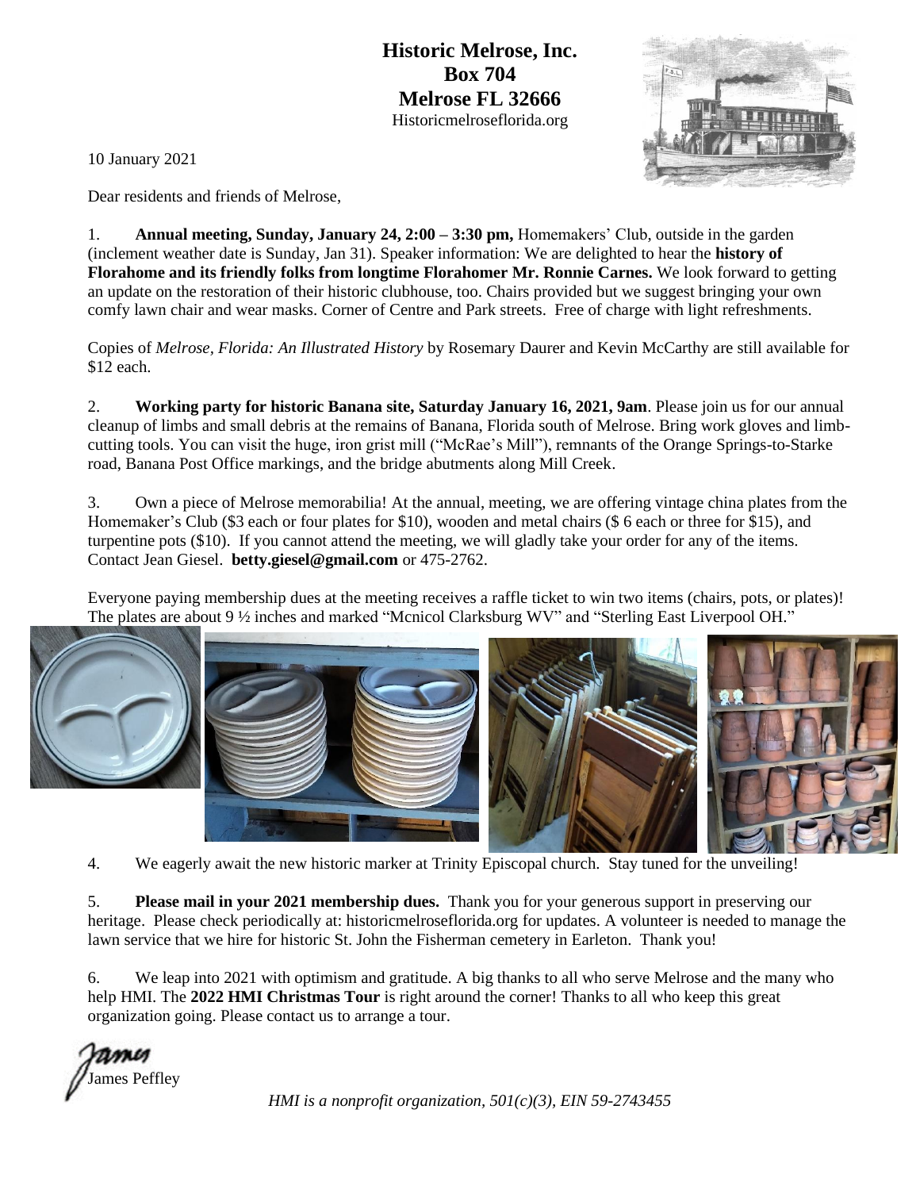**Historic Melrose, Inc.**
**Box 704**
**Melrose FL 32666**
Historicmelroseflorida.org

10 January 2021

Dear residents and friends of Melrose,

1. **Annual meeting, Sunday, January 24, 2:00 – 3:30 pm,** Homemakers' Club, outside in the garden (inclement weather date is Sunday, Jan 31). Speaker information: We are delighted to hear the **history of Florahome and its friendly folks from longtime Florahomer Mr. Ronnie Carnes.** We look forward to getting an update on the restoration of their historic clubhouse, too. Chairs provided but we suggest bringing your own comfy lawn chair and wear masks. Corner of Centre and Park streets. Free of charge with light refreshments.

Copies of *Melrose, Florida: An Illustrated History* by Rosemary Daurer and Kevin McCarthy are still available for $12 each.

2. **Working party for historic Banana site, Saturday January 16, 2021, 9am**. Please join us for our annual cleanup of limbs and small debris at the remains of Banana, Florida south of Melrose. Bring work gloves and limb-cutting tools. You can visit the huge, iron grist mill ("McRae's Mill"), remnants of the Orange Springs-to-Starke road, Banana Post Office markings, and the bridge abutments along Mill Creek.

3. Own a piece of Melrose memorabilia! At the annual, meeting, we are offering vintage china plates from the Homemaker's Club ($3 each or four plates for $10), wooden and metal chairs ($ 6 each or three for $15), and turpentine pots ($10). If you cannot attend the meeting, we will gladly take your order for any of the items. Contact Jean Giesel. **betty.giesel@gmail.com** or 475-2762.

Everyone paying membership dues at the meeting receives a raffle ticket to win two items (chairs, pots, or plates)! The plates are about 9 ½ inches and marked "Mcnicol Clarksburg WV" and "Sterling East Liverpool OH."

4. We eagerly await the new historic marker at Trinity Episcopal church. Stay tuned for the unveiling!

5. **Please mail in your 2021 membership dues.** Thank you for your generous support in preserving our heritage. Please check periodically at: historicmelroseflorida.org for updates. A volunteer is needed to manage the lawn service that we hire for historic St. John the Fisherman cemetery in Earleton. Thank you!

6. We leap into 2021 with optimism and gratitude. A big thanks to all who serve Melrose and the many who help HMI. The **2022 HMI Christmas Tour** is right around the corner! Thanks to all who keep this great organization going. Please contact us to arrange a tour.

James
James Peffley

*HMI is a nonprofit organization, 501(c)(3), EIN 59-2743455*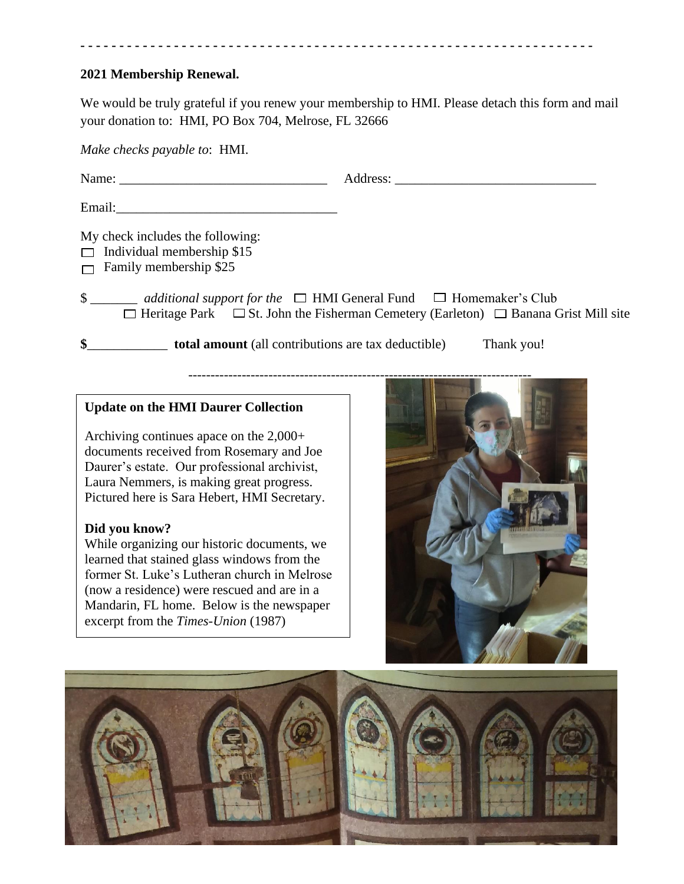## 2021 Membership Renewal.

We would be truly grateful if you renew your membership to HMI. Please detach this form and mail your donation to: HMI, PO Box 704, Melrose, FL 32666

*Make checks payable to*: HMI.

Name: _______________________________ Address: ______________________________

Email:_________________________________

My check includes the following:

☐ Individual membership $15

☐ Family membership $25

$ _______ *additional support for the* ☐ HMI General Fund ☐ Homemaker's Club ☐ Heritage Park ☐ St. John the Fisherman Cemetery (Earleton) ☐ Banana Grist Mill site

**$**____________ **total amount** (all contributions are tax deductible) Thank you!

---

### Update on the HMI Daurer Collection

Archiving continues apace on the 2,000+ documents received from Rosemary and Joe Daurer's estate. Our professional archivist, Laura Nemmers, is making great progress. Pictured here is Sara Hebert, HMI Secretary.

### Did you know?

While organizing our historic documents, we learned that stained glass windows from the former St. Luke's Lutheran church in Melrose (now a residence) were rescued and are in a Mandarin, FL home. Below is the newspaper excerpt from the *Times-Union* (1987)